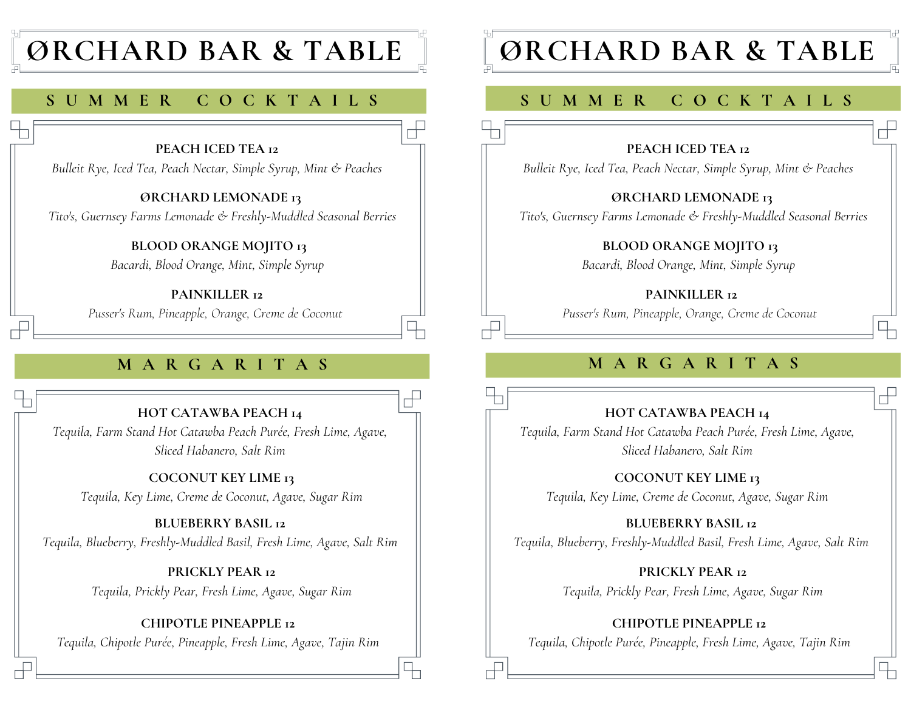# ØRCHARD BAR & TABLE

## SUMMER COCKTAILS

**PEACH ICED TEA 12**
*Bulleit Rye, Iced Tea, Peach Nectar, Simple Syrup, Mint & Peaches*

**ØRCHARD LEMONADE 13**
*Tito's, Guernsey Farms Lemonade & Freshly-Muddled Seasonal Berries*

**BLOOD ORANGE MOJITO 13**
*Bacardi, Blood Orange, Mint, Simple Syrup*

**PAINKILLER 12**
*Pusser's Rum, Pineapple, Orange, Creme de Coconut*

## MARGARITAS

**HOT CATAWBA PEACH 14**
*Tequila, Farm Stand Hot Catawba Peach Purée, Fresh Lime, Agave, Sliced Habanero, Salt Rim*

**COCONUT KEY LIME 13**
*Tequila, Key Lime, Creme de Coconut, Agave, Sugar Rim*

**BLUEBERRY BASIL 12**
*Tequila, Blueberry, Freshly-Muddled Basil, Fresh Lime, Agave, Salt Rim*

**PRICKLY PEAR 12**
*Tequila, Prickly Pear, Fresh Lime, Agave, Sugar Rim*

**CHIPOTLE PINEAPPLE 12**
*Tequila, Chipotle Purée, Pineapple, Fresh Lime, Agave, Tajin Rim*

# ØRCHARD BAR & TABLE

## SUMMER COCKTAILS

**PEACH ICED TEA 12**
*Bulleit Rye, Iced Tea, Peach Nectar, Simple Syrup, Mint & Peaches*

**ØRCHARD LEMONADE 13**
*Tito's, Guernsey Farms Lemonade & Freshly-Muddled Seasonal Berries*

**BLOOD ORANGE MOJITO 13**
*Bacardi, Blood Orange, Mint, Simple Syrup*

**PAINKILLER 12**
*Pusser's Rum, Pineapple, Orange, Creme de Coconut*

## MARGARITAS

**HOT CATAWBA PEACH 14**
*Tequila, Farm Stand Hot Catawba Peach Purée, Fresh Lime, Agave, Sliced Habanero, Salt Rim*

**COCONUT KEY LIME 13**
*Tequila, Key Lime, Creme de Coconut, Agave, Sugar Rim*

**BLUEBERRY BASIL 12**
*Tequila, Blueberry, Freshly-Muddled Basil, Fresh Lime, Agave, Salt Rim*

**PRICKLY PEAR 12**
*Tequila, Prickly Pear, Fresh Lime, Agave, Sugar Rim*

**CHIPOTLE PINEAPPLE 12**
*Tequila, Chipotle Purée, Pineapple, Fresh Lime, Agave, Tajin Rim*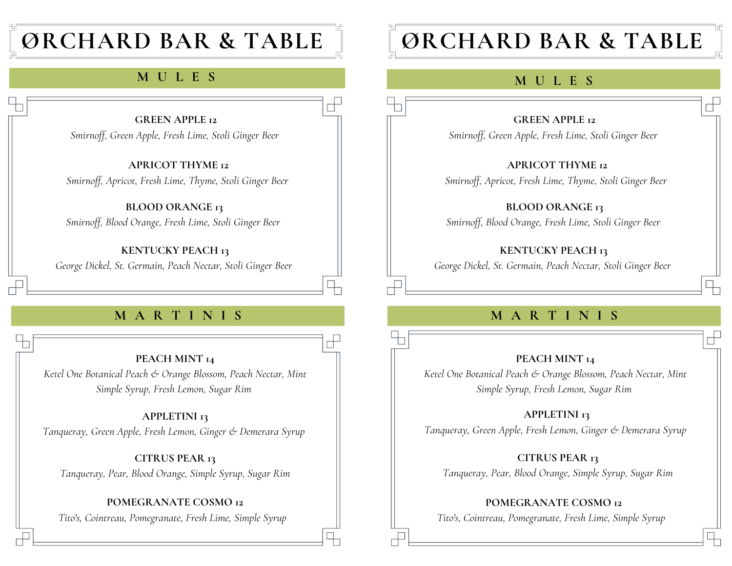# ØRCHARD BAR & TABLE

## MULES

**GREEN APPLE 12**
*Smirnoff, Green Apple, Fresh Lime, Stoli Ginger Beer*

**APRICOT THYME 12**
*Smirnoff, Apricot, Fresh Lime, Thyme, Stoli Ginger Beer*

**BLOOD ORANGE 13**
*Smirnoff, Blood Orange, Fresh Lime, Stoli Ginger Beer*

**KENTUCKY PEACH 13**
*George Dickel, St. Germain, Peach Nectar, Stoli Ginger Beer*

## MARTINIS

**PEACH MINT 14**
*Ketel One Botanical Peach & Orange Blossom, Peach Nectar, Mint Simple Syrup, Fresh Lemon, Sugar Rim*

**APPLETINI 13**
*Tanqueray, Green Apple, Fresh Lemon, Ginger & Demerara Syrup*

**CITRUS PEAR 13**
*Tanqueray, Pear, Blood Orange, Simple Syrup, Sugar Rim*

**POMEGRANATE COSMO 12**
*Tito's, Cointreau, Pomegranate, Fresh Lime, Simple Syrup*

# ØRCHARD BAR & TABLE

## MULES

**GREEN APPLE 12**
*Smirnoff, Green Apple, Fresh Lime, Stoli Ginger Beer*

**APRICOT THYME 12**
*Smirnoff, Apricot, Fresh Lime, Thyme, Stoli Ginger Beer*

**BLOOD ORANGE 13**
*Smirnoff, Blood Orange, Fresh Lime, Stoli Ginger Beer*

**KENTUCKY PEACH 13**
*George Dickel, St. Germain, Peach Nectar, Stoli Ginger Beer*

## MARTINIS

**PEACH MINT 14**
*Ketel One Botanical Peach & Orange Blossom, Peach Nectar, Mint Simple Syrup, Fresh Lemon, Sugar Rim*

**APPLETINI 13**
*Tanqueray, Green Apple, Fresh Lemon, Ginger & Demerara Syrup*

**CITRUS PEAR 13**
*Tanqueray, Pear, Blood Orange, Simple Syrup, Sugar Rim*

**POMEGRANATE COSMO 12**
*Tito's, Cointreau, Pomegranate, Fresh Lime, Simple Syrup*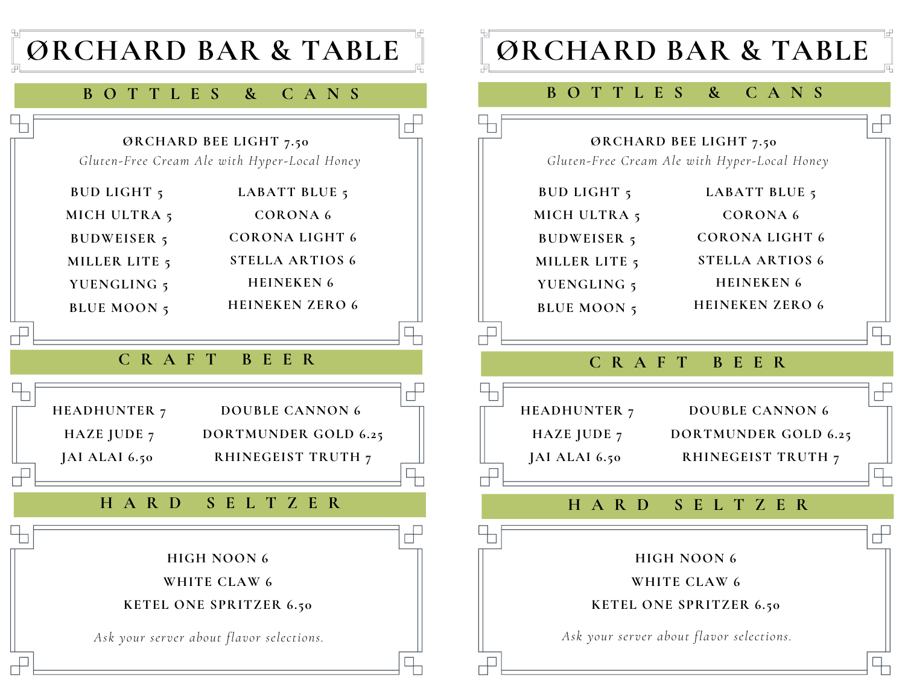# ØRCHARD BAR & TABLE

## BOTTLES & CANS

**ØRCHARD BEE LIGHT 7.50**
*Gluten-Free Cream Ale with Hyper-Local Honey*

BUD LIGHT 5
MICH ULTRA 5
BUDWEISER 5
MILLER LITE 5
YUENGLING 5
BLUE MOON 5

LABATT BLUE 5
CORONA 6
CORONA LIGHT 6
STELLA ARTIOS 6
HEINEKEN 6
HEINEKEN ZERO 6

## CRAFT BEER

HEADHUNTER 7
HAZE JUDE 7
JAI ALAI 6.50

DOUBLE CANNON 6
DORTMUNDER GOLD 6.25
RHINEGEIST TRUTH 7

## HARD SELTZER

HIGH NOON 6
WHITE CLAW 6
KETEL ONE SPRITZER 6.50

*Ask your server about flavor selections.*

# ØRCHARD BAR & TABLE

## BOTTLES & CANS

**ØRCHARD BEE LIGHT 7.50**
*Gluten-Free Cream Ale with Hyper-Local Honey*

BUD LIGHT 5
MICH ULTRA 5
BUDWEISER 5
MILLER LITE 5
YUENGLING 5
BLUE MOON 5

LABATT BLUE 5
CORONA 6
CORONA LIGHT 6
STELLA ARTIOS 6
HEINEKEN 6
HEINEKEN ZERO 6

## CRAFT BEER

HEADHUNTER 7
HAZE JUDE 7
JAI ALAI 6.50

DOUBLE CANNON 6
DORTMUNDER GOLD 6.25
RHINEGEIST TRUTH 7

## HARD SELTZER

HIGH NOON 6
WHITE CLAW 6
KETEL ONE SPRITZER 6.50

*Ask your server about flavor selections.*